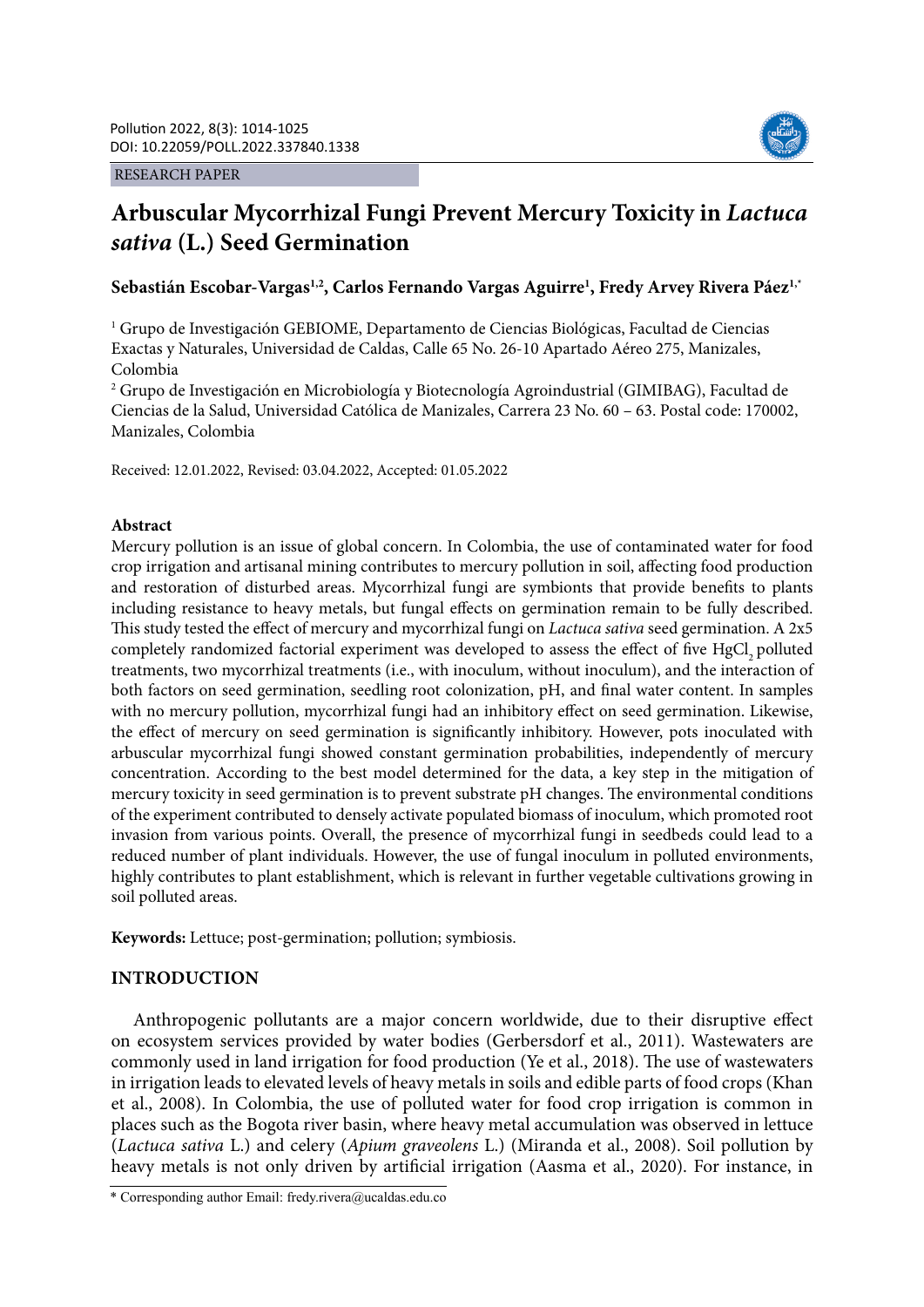RESEARCH PAPER

# Arbuscular Mycorrhizal Fungi Prevent Mercury Toxicity in *Lactuca sativa* (L.) Seed Germination

**Sebastián Escobar-Vargas[1,2], Carlos Fernando Vargas Aguirre[1], Fredy Arvey Rivera Páez[1,*]**

[1] Grupo de Investigación GEBIOME, Departamento de Ciencias Biológicas, Facultad de Ciencias Exactas y Naturales, Universidad de Caldas, Calle 65 No. 26-10 Apartado Aéreo 275, Manizales, Colombia

[2] Grupo de Investigación en Microbiología y Biotecnología Agroindustrial (GIMIBAG), Facultad de Ciencias de la Salud, Universidad Católica de Manizales, Carrera 23 No. 60 – 63. Postal code: 170002, Manizales, Colombia

Received: 12.01.2022, Revised: 03.04.2022, Accepted: 01.05.2022

## Abstract

Mercury pollution is an issue of global concern. In Colombia, the use of contaminated water for food crop irrigation and artisanal mining contributes to mercury pollution in soil, affecting food production and restoration of disturbed areas. Mycorrhizal fungi are symbionts that provide benefits to plants including resistance to heavy metals, but fungal effects on germination remain to be fully described. This study tested the effect of mercury and mycorrhizal fungi on *Lactuca sativa* seed germination. A 2x5 completely randomized factorial experiment was developed to assess the effect of five $HgCl_2$ polluted treatments, two mycorrhizal treatments (i.e., with inoculum, without inoculum), and the interaction of both factors on seed germination, seedling root colonization, pH, and final water content. In samples with no mercury pollution, mycorrhizal fungi had an inhibitory effect on seed germination. Likewise, the effect of mercury on seed germination is significantly inhibitory. However, pots inoculated with arbuscular mycorrhizal fungi showed constant germination probabilities, independently of mercury concentration. According to the best model determined for the data, a key step in the mitigation of mercury toxicity in seed germination is to prevent substrate pH changes. The environmental conditions of the experiment contributed to densely activate populated biomass of inoculum, which promoted root invasion from various points. Overall, the presence of mycorrhizal fungi in seedbeds could lead to a reduced number of plant individuals. However, the use of fungal inoculum in polluted environments, highly contributes to plant establishment, which is relevant in further vegetable cultivations growing in soil polluted areas.

**Keywords:** Lettuce; post-germination; pollution; symbiosis.

## INTRODUCTION

Anthropogenic pollutants are a major concern worldwide, due to their disruptive effect on ecosystem services provided by water bodies (Gerbersdorf et al., 2011). Wastewaters are commonly used in land irrigation for food production (Ye et al., 2018). The use of wastewaters in irrigation leads to elevated levels of heavy metals in soils and edible parts of food crops (Khan et al., 2008). In Colombia, the use of polluted water for food crop irrigation is common in places such as the Bogota river basin, where heavy metal accumulation was observed in lettuce (*Lactuca sativa* L.) and celery (*Apium graveolens* L.) (Miranda et al., 2008). Soil pollution by heavy metals is not only driven by artificial irrigation (Aasma et al., 2020). For instance, in

\* Corresponding author Email: fredy.rivera@ucaldas.edu.co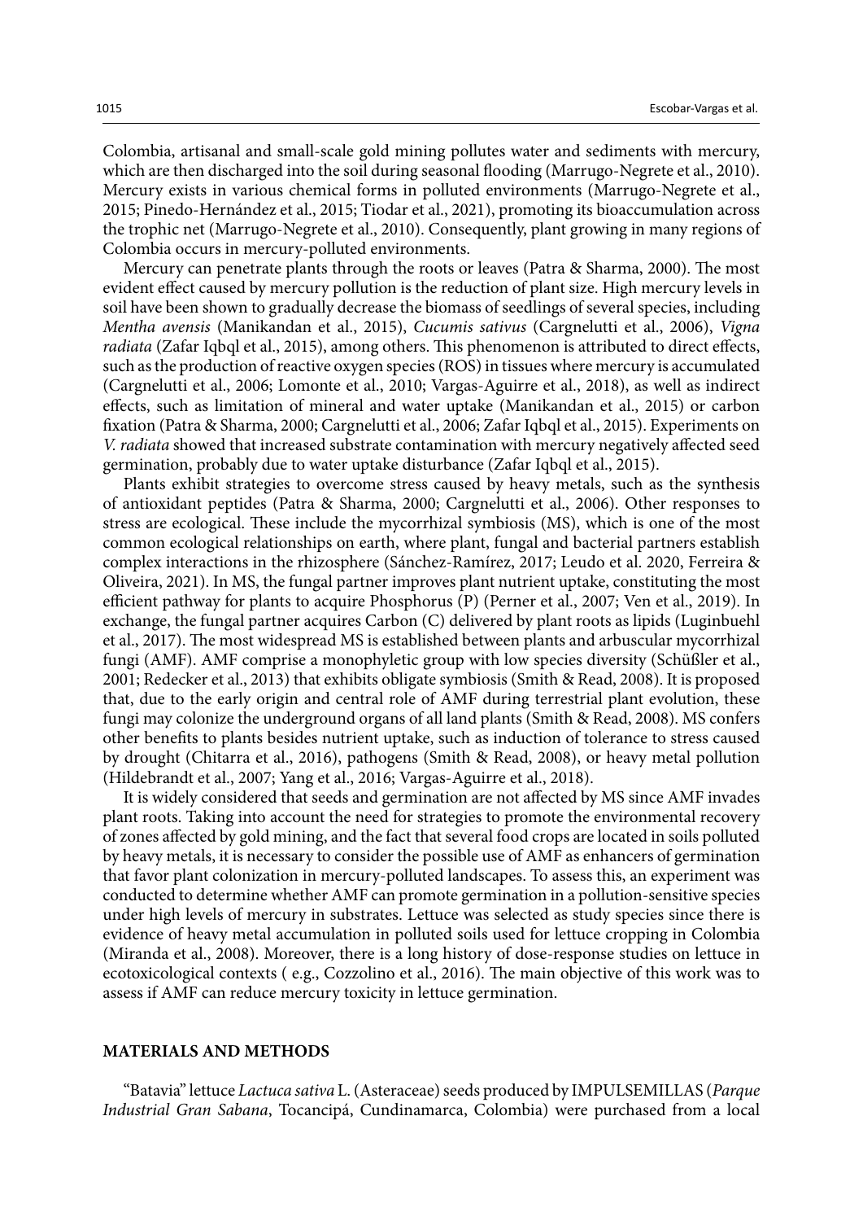Colombia, artisanal and small-scale gold mining pollutes water and sediments with mercury, which are then discharged into the soil during seasonal flooding (Marrugo-Negrete et al., 2010). Mercury exists in various chemical forms in polluted environments (Marrugo-Negrete et al., 2015; Pinedo-Hernández et al., 2015; Tiodar et al., 2021), promoting its bioaccumulation across the trophic net (Marrugo-Negrete et al., 2010). Consequently, plant growing in many regions of Colombia occurs in mercury-polluted environments.

Mercury can penetrate plants through the roots or leaves (Patra & Sharma, 2000). The most evident effect caused by mercury pollution is the reduction of plant size. High mercury levels in soil have been shown to gradually decrease the biomass of seedlings of several species, including *Mentha avensis* (Manikandan et al., 2015), *Cucumis sativus* (Cargnelutti et al., 2006), *Vigna radiata* (Zafar Iqbql et al., 2015), among others. This phenomenon is attributed to direct effects, such as the production of reactive oxygen species (ROS) in tissues where mercury is accumulated (Cargnelutti et al., 2006; Lomonte et al., 2010; Vargas-Aguirre et al., 2018), as well as indirect effects, such as limitation of mineral and water uptake (Manikandan et al., 2015) or carbon fixation (Patra & Sharma, 2000; Cargnelutti et al., 2006; Zafar Iqbql et al., 2015). Experiments on *V. radiata* showed that increased substrate contamination with mercury negatively affected seed germination, probably due to water uptake disturbance (Zafar Iqbql et al., 2015).

Plants exhibit strategies to overcome stress caused by heavy metals, such as the synthesis of antioxidant peptides (Patra & Sharma, 2000; Cargnelutti et al., 2006). Other responses to stress are ecological. These include the mycorrhizal symbiosis (MS), which is one of the most common ecological relationships on earth, where plant, fungal and bacterial partners establish complex interactions in the rhizosphere (Sánchez-Ramírez, 2017; Leudo et al. 2020, Ferreira & Oliveira, 2021). In MS, the fungal partner improves plant nutrient uptake, constituting the most efficient pathway for plants to acquire Phosphorus (P) (Perner et al., 2007; Ven et al., 2019). In exchange, the fungal partner acquires Carbon (C) delivered by plant roots as lipids (Luginbuehl et al., 2017). The most widespread MS is established between plants and arbuscular mycorrhizal fungi (AMF). AMF comprise a monophyletic group with low species diversity (Schüßler et al., 2001; Redecker et al., 2013) that exhibits obligate symbiosis (Smith & Read, 2008). It is proposed that, due to the early origin and central role of AMF during terrestrial plant evolution, these fungi may colonize the underground organs of all land plants (Smith & Read, 2008). MS confers other benefits to plants besides nutrient uptake, such as induction of tolerance to stress caused by drought (Chitarra et al., 2016), pathogens (Smith & Read, 2008), or heavy metal pollution (Hildebrandt et al., 2007; Yang et al., 2016; Vargas-Aguirre et al., 2018).

It is widely considered that seeds and germination are not affected by MS since AMF invades plant roots. Taking into account the need for strategies to promote the environmental recovery of zones affected by gold mining, and the fact that several food crops are located in soils polluted by heavy metals, it is necessary to consider the possible use of AMF as enhancers of germination that favor plant colonization in mercury-polluted landscapes. To assess this, an experiment was conducted to determine whether AMF can promote germination in a pollution-sensitive species under high levels of mercury in substrates. Lettuce was selected as study species since there is evidence of heavy metal accumulation in polluted soils used for lettuce cropping in Colombia (Miranda et al., 2008). Moreover, there is a long history of dose-response studies on lettuce in ecotoxicological contexts ( e.g., Cozzolino et al., 2016). The main objective of this work was to assess if AMF can reduce mercury toxicity in lettuce germination.

## MATERIALS AND METHODS

"Batavia" lettuce *Lactuca sativa* L. (Asteraceae) seeds produced by IMPULSEMILLAS (*Parque Industrial Gran Sabana*, Tocancipá, Cundinamarca, Colombia) were purchased from a local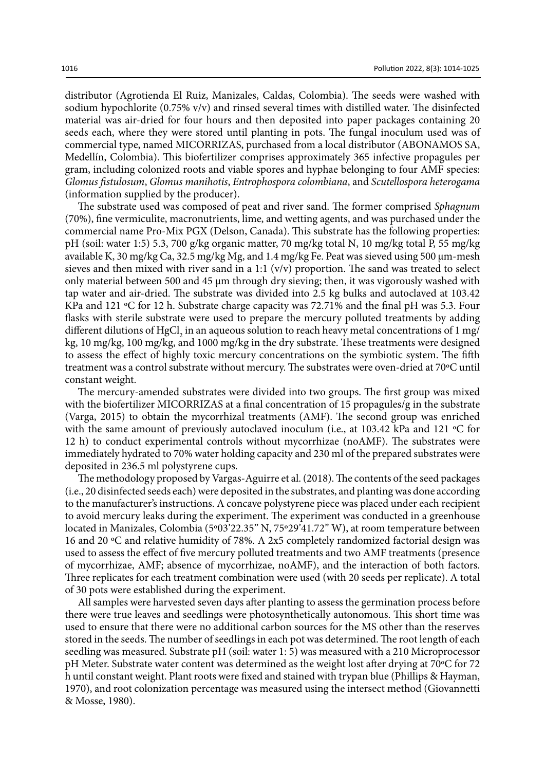distributor (Agrotienda El Ruiz, Manizales, Caldas, Colombia). The seeds were washed with sodium hypochlorite (0.75% v/v) and rinsed several times with distilled water. The disinfected material was air-dried for four hours and then deposited into paper packages containing 20 seeds each, where they were stored until planting in pots. The fungal inoculum used was of commercial type, named MICORRIZAS, purchased from a local distributor (ABONAMOS SA, Medellín, Colombia). This biofertilizer comprises approximately 365 infective propagules per gram, including colonized roots and viable spores and hyphae belonging to four AMF species: *Glomus fistulosum*, *Glomus manihotis*, *Entrophospora colombiana*, and *Scutellospora heterogama* (information supplied by the producer).

The substrate used was composed of peat and river sand. The former comprised *Sphagnum* (70%), fine vermiculite, macronutrients, lime, and wetting agents, and was purchased under the commercial name Pro-Mix PGX (Delson, Canada). This substrate has the following properties: pH (soil: water 1:5) 5.3, 700 g/kg organic matter, 70 mg/kg total N, 10 mg/kg total P, 55 mg/kg available K, 30 mg/kg Ca, 32.5 mg/kg Mg, and 1.4 mg/kg Fe. Peat was sieved using 500 µm-mesh sieves and then mixed with river sand in a 1:1 (v/v) proportion. The sand was treated to select only material between 500 and 45 µm through dry sieving; then, it was vigorously washed with tap water and air-dried. The substrate was divided into 2.5 kg bulks and autoclaved at 103.42 KPa and 121 ºC for 12 h. Substrate charge capacity was 72.71% and the final pH was 5.3. Four flasks with sterile substrate were used to prepare the mercury polluted treatments by adding different dilutions of $HgCl_2$ in an aqueous solution to reach heavy metal concentrations of 1 mg/kg, 10 mg/kg, 100 mg/kg, and 1000 mg/kg in the dry substrate. These treatments were designed to assess the effect of highly toxic mercury concentrations on the symbiotic system. The fifth treatment was a control substrate without mercury. The substrates were oven-dried at 70ºC until constant weight.

The mercury-amended substrates were divided into two groups. The first group was mixed with the biofertilizer MICORRIZAS at a final concentration of 15 propagules/g in the substrate (Varga, 2015) to obtain the mycorrhizal treatments (AMF). The second group was enriched with the same amount of previously autoclaved inoculum (i.e., at 103.42 kPa and 121 ºC for 12 h) to conduct experimental controls without mycorrhizae (noAMF). The substrates were immediately hydrated to 70% water holding capacity and 230 ml of the prepared substrates were deposited in 236.5 ml polystyrene cups.

The methodology proposed by Vargas-Aguirre et al. (2018). The contents of the seed packages (i.e., 20 disinfected seeds each) were deposited in the substrates, and planting was done according to the manufacturer's instructions. A concave polystyrene piece was placed under each recipient to avoid mercury leaks during the experiment. The experiment was conducted in a greenhouse located in Manizales, Colombia (5º03'22.35" N, 75º29'41.72" W), at room temperature between 16 and 20 ºC and relative humidity of 78%. A 2x5 completely randomized factorial design was used to assess the effect of five mercury polluted treatments and two AMF treatments (presence of mycorrhizae, AMF; absence of mycorrhizae, noAMF), and the interaction of both factors. Three replicates for each treatment combination were used (with 20 seeds per replicate). A total of 30 pots were established during the experiment.

All samples were harvested seven days after planting to assess the germination process before there were true leaves and seedlings were photosynthetically autonomous. This short time was used to ensure that there were no additional carbon sources for the MS other than the reserves stored in the seeds. The number of seedlings in each pot was determined. The root length of each seedling was measured. Substrate pH (soil: water 1: 5) was measured with a 210 Microprocessor pH Meter. Substrate water content was determined as the weight lost after drying at 70ºC for 72 h until constant weight. Plant roots were fixed and stained with trypan blue (Phillips & Hayman, 1970), and root colonization percentage was measured using the intersect method (Giovannetti & Mosse, 1980).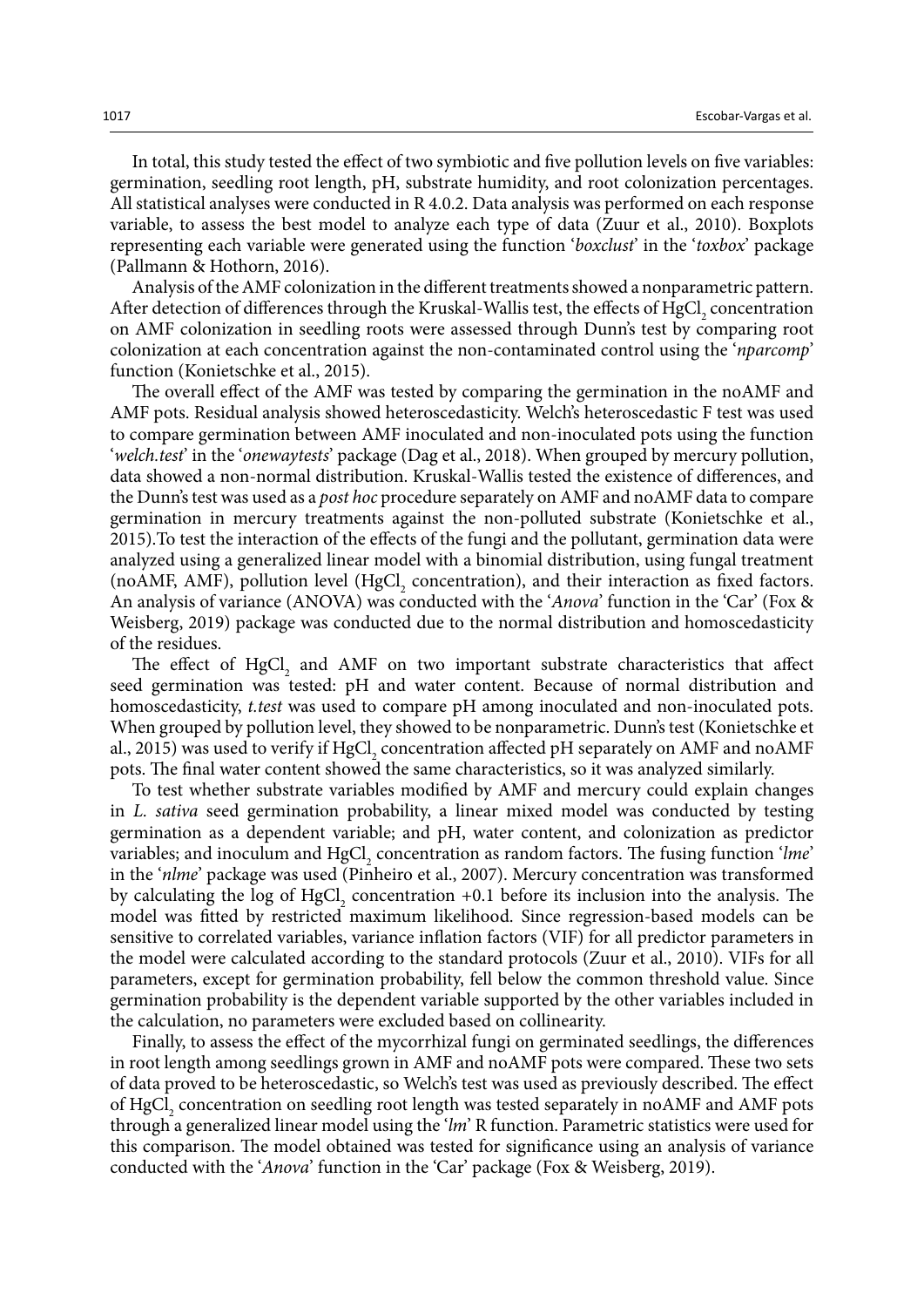In total, this study tested the effect of two symbiotic and five pollution levels on five variables: germination, seedling root length, pH, substrate humidity, and root colonization percentages. All statistical analyses were conducted in R 4.0.2. Data analysis was performed on each response variable, to assess the best model to analyze each type of data (Zuur et al., 2010). Boxplots representing each variable were generated using the function '*boxclust*' in the '*toxbox*' package (Pallmann & Hothorn, 2016).

Analysis of the AMF colonization in the different treatments showed a nonparametric pattern. After detection of differences through the Kruskal-Wallis test, the effects of $HgCl_2$ concentration on AMF colonization in seedling roots were assessed through Dunn's test by comparing root colonization at each concentration against the non-contaminated control using the '*nparcomp*' function (Konietschke et al., 2015).

The overall effect of the AMF was tested by comparing the germination in the noAMF and AMF pots. Residual analysis showed heteroscedasticity. Welch's heteroscedastic F test was used to compare germination between AMF inoculated and non-inoculated pots using the function '*welch.test*' in the '*onewaytests*' package (Dag et al., 2018). When grouped by mercury pollution, data showed a non-normal distribution. Kruskal-Wallis tested the existence of differences, and the Dunn's test was used as a *post hoc* procedure separately on AMF and noAMF data to compare germination in mercury treatments against the non-polluted substrate (Konietschke et al., 2015).To test the interaction of the effects of the fungi and the pollutant, germination data were analyzed using a generalized linear model with a binomial distribution, using fungal treatment (noAMF, AMF), pollution level ($HgCl_2$ concentration), and their interaction as fixed factors. An analysis of variance (ANOVA) was conducted with the '*Anova*' function in the 'Car' (Fox & Weisberg, 2019) package was conducted due to the normal distribution and homoscedasticity of the residues.

The effect of $HgCl_2$ and AMF on two important substrate characteristics that affect seed germination was tested: pH and water content. Because of normal distribution and homoscedasticity, *t.test* was used to compare pH among inoculated and non-inoculated pots. When grouped by pollution level, they showed to be nonparametric. Dunn's test (Konietschke et al., 2015) was used to verify if $HgCl_2$ concentration affected pH separately on AMF and noAMF pots. The final water content showed the same characteristics, so it was analyzed similarly.

To test whether substrate variables modified by AMF and mercury could explain changes in *L. sativa* seed germination probability, a linear mixed model was conducted by testing germination as a dependent variable; and pH, water content, and colonization as predictor variables; and inoculum and $HgCl_2$ concentration as random factors. The fusing function '*lme*' in the '*nlme*' package was used (Pinheiro et al., 2007). Mercury concentration was transformed by calculating the log of $HgCl_2$ concentration +0.1 before its inclusion into the analysis. The model was fitted by restricted maximum likelihood. Since regression-based models can be sensitive to correlated variables, variance inflation factors (VIF) for all predictor parameters in the model were calculated according to the standard protocols (Zuur et al., 2010). VIFs for all parameters, except for germination probability, fell below the common threshold value. Since germination probability is the dependent variable supported by the other variables included in the calculation, no parameters were excluded based on collinearity.

Finally, to assess the effect of the mycorrhizal fungi on germinated seedlings, the differences in root length among seedlings grown in AMF and noAMF pots were compared. These two sets of data proved to be heteroscedastic, so Welch's test was used as previously described. The effect of $HgCl_2$ concentration on seedling root length was tested separately in noAMF and AMF pots through a generalized linear model using the '*lm*' R function. Parametric statistics were used for this comparison. The model obtained was tested for significance using an analysis of variance conducted with the '*Anova*' function in the 'Car' package (Fox & Weisberg, 2019).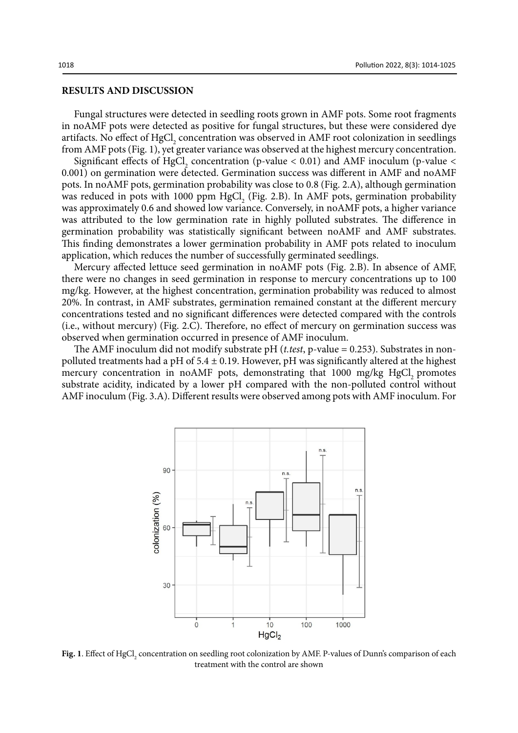## RESULTS AND DISCUSSION

Fungal structures were detected in seedling roots grown in AMF pots. Some root fragments in noAMF pots were detected as positive for fungal structures, but these were considered dye artifacts. No effect of $HgCl_2$ concentration was observed in AMF root colonization in seedlings from AMF pots (Fig. 1), yet greater variance was observed at the highest mercury concentration.

Significant effects of $HgCl_2$ concentration ($p$-value < 0.01) and AMF inoculum ($p$-value < 0.001) on germination were detected. Germination success was different in AMF and noAMF pots. In noAMF pots, germination probability was close to 0.8 (Fig. 2.A), although germination was reduced in pots with 1000 ppm $HgCl_2$ (Fig. 2.B). In AMF pots, germination probability was approximately 0.6 and showed low variance. Conversely, in noAMF pots, a higher variance was attributed to the low germination rate in highly polluted substrates. The difference in germination probability was statistically significant between noAMF and AMF substrates. This finding demonstrates a lower germination probability in AMF pots related to inoculum application, which reduces the number of successfully germinated seedlings.

Mercury affected lettuce seed germination in noAMF pots (Fig. 2.B). In absence of AMF, there were no changes in seed germination in response to mercury concentrations up to 100 mg/kg. However, at the highest concentration, germination probability was reduced to almost 20%. In contrast, in AMF substrates, germination remained constant at the different mercury concentrations tested and no significant differences were detected compared with the controls (i.e., without mercury) (Fig. 2.C). Therefore, no effect of mercury on germination success was observed when germination occurred in presence of AMF inoculum.

The AMF inoculum did not modify substrate pH (*t.test*, $p$-value = 0.253). Substrates in non-polluted treatments had a pH of 5.4 ± 0.19. However, pH was significantly altered at the highest mercury concentration in noAMF pots, demonstrating that 1000 mg/kg $HgCl_2$ promotes substrate acidity, indicated by a lower pH compared with the non-polluted control without AMF inoculum (Fig. 3.A). Different results were observed among pots with AMF inoculum. For

**Fig. 1**. Effect of $HgCl_2$ concentration on seedling root colonization by AMF. P-values of Dunn's comparison of each treatment with the control are shown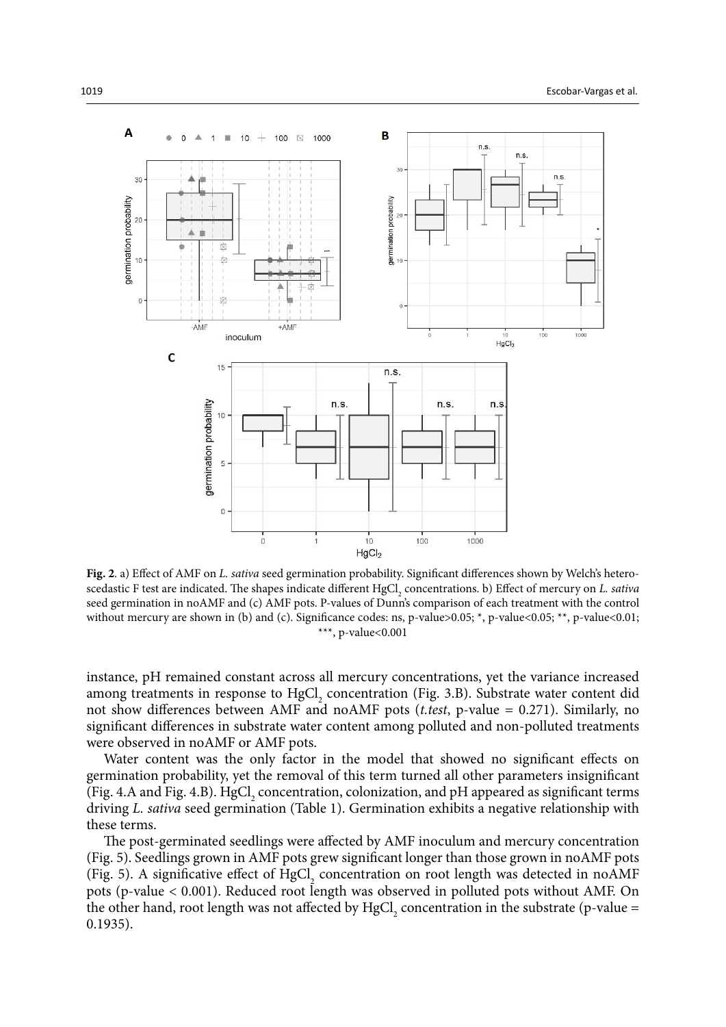**Fig. 2**. a) Effect of AMF on *L. sativa* seed germination probability. Significant differences shown by Welch's heteroscedastic F test are indicated. The shapes indicate different $HgCl_2$ concentrations. b) Effect of mercury on *L. sativa* seed germination in noAMF and (c) AMF pots. P-values of Dunn's comparison of each treatment with the control without mercury are shown in (b) and (c). Significance codes: ns, p-value>0.05; *, p-value<0.05; **, p-value<0.01; ***, p-value<0.001

instance, pH remained constant across all mercury concentrations, yet the variance increased among treatments in response to $HgCl_2$ concentration (Fig. 3.B). Substrate water content did not show differences between AMF and noAMF pots (*t.test*, p-value = 0.271). Similarly, no significant differences in substrate water content among polluted and non-polluted treatments were observed in noAMF or AMF pots.

Water content was the only factor in the model that showed no significant effects on germination probability, yet the removal of this term turned all other parameters insignificant (Fig. 4.A and Fig. 4.B). $HgCl_2$ concentration, colonization, and pH appeared as significant terms driving *L. sativa* seed germination (Table 1). Germination exhibits a negative relationship with these terms.

The post-germinated seedlings were affected by AMF inoculum and mercury concentration (Fig. 5). Seedlings grown in AMF pots grew significant longer than those grown in noAMF pots (Fig. 5). A significative effect of $HgCl_2$ concentration on root length was detected in noAMF pots (p-value < 0.001). Reduced root length was observed in polluted pots without AMF. On the other hand, root length was not affected by $HgCl_2$ concentration in the substrate (p-value = 0.1935).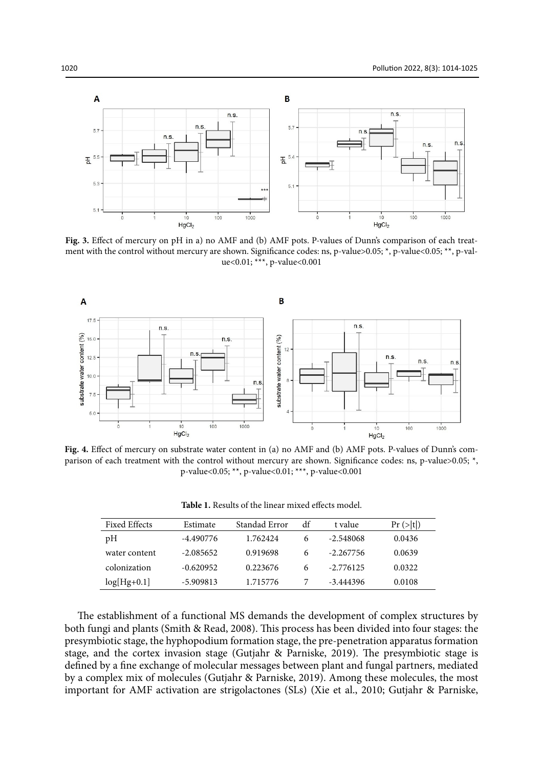**Fig. 3.** Effect of mercury on pH in a) no AMF and (b) AMF pots. P-values of Dunn's comparison of each treatment with the control without mercury are shown. Significance codes: ns, p-value>0.05; *, p-value<0.05; **, p-value<0.01; ***, p-value<0.001

**Fig. 4.** Effect of mercury on substrate water content in (a) no AMF and (b) AMF pots. P-values of Dunn's comparison of each treatment with the control without mercury are shown. Significance codes: ns, p-value>0.05; *, p-value<0.05; **, p-value<0.01; ***, p-value<0.001

**Table 1.** Results of the linear mixed effects model.

| Fixed Effects | Estimate | Standad Error | df | t value | Pr (>\|t\|) |
|---|---|---|---|---|---|
| pH | -4.490776 | 1.762424 | 6 | -2.548068 | 0.0436 |
| water content | -2.085652 | 0.919698 | 6 | -2.267756 | 0.0639 |
| colonization | -0.620952 | 0.223676 | 6 | -2.776125 | 0.0322 |
| log[Hg+0.1] | -5.909813 | 1.715776 | 7 | -3.444396 | 0.0108 |

The establishment of a functional MS demands the development of complex structures by both fungi and plants (Smith & Read, 2008). This process has been divided into four stages: the presymbiotic stage, the hyphopodium formation stage, the pre-penetration apparatus formation stage, and the cortex invasion stage (Gutjahr & Parniske, 2019). The presymbiotic stage is defined by a fine exchange of molecular messages between plant and fungal partners, mediated by a complex mix of molecules (Gutjahr & Parniske, 2019). Among these molecules, the most important for AMF activation are strigolactones (SLs) (Xie et al., 2010; Gutjahr & Parniske,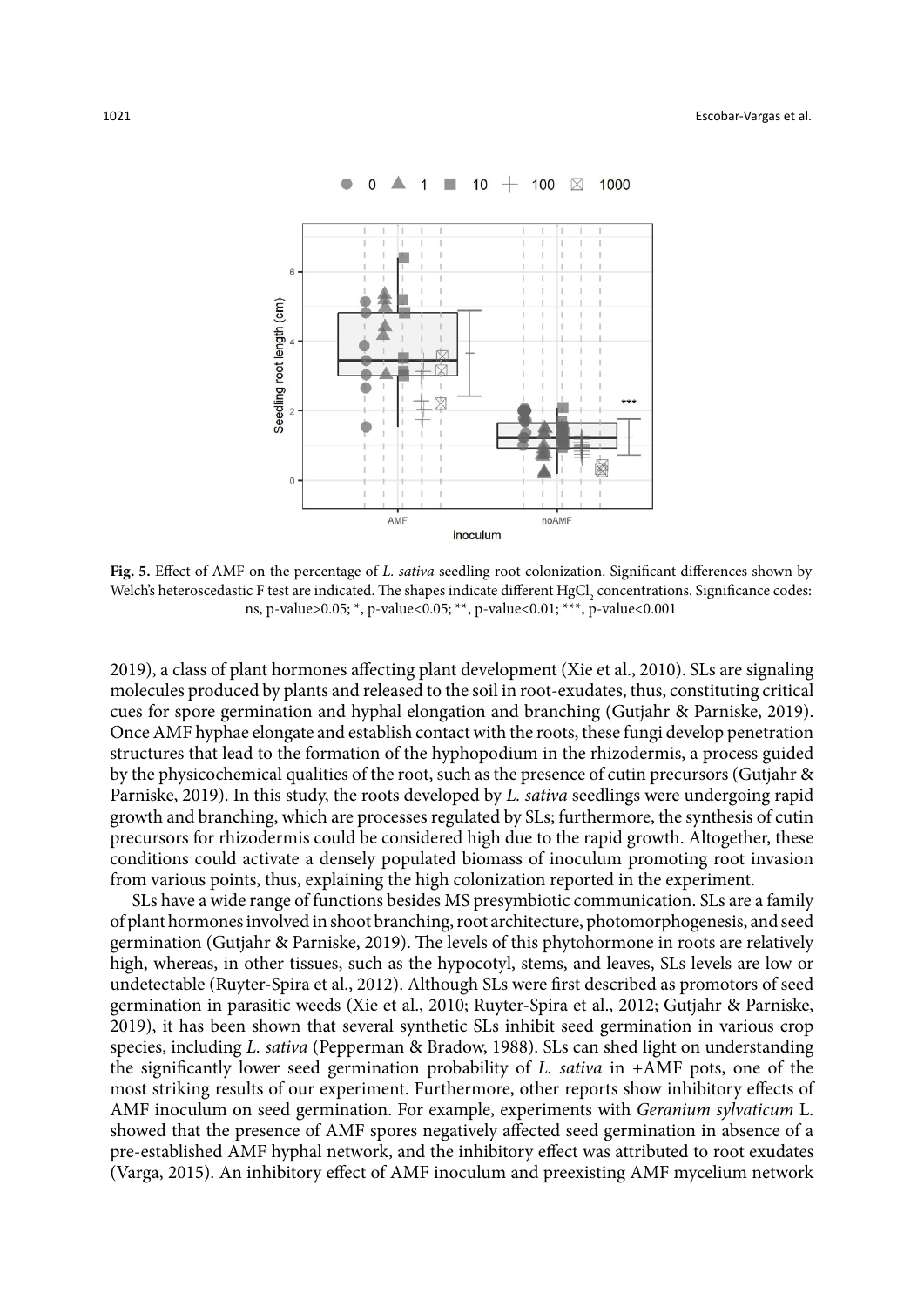Fig. 5. Effect of AMF on the percentage of *L. sativa* seedling root colonization. Significant differences shown by Welch's heteroscedastic F test are indicated. The shapes indicate different $HgCl_2$ concentrations. Significance codes: ns, p-value>0.05; *, p-value<0.05; **, p-value<0.01; ***, p-value<0.001

2019), a class of plant hormones affecting plant development (Xie et al., 2010). SLs are signaling molecules produced by plants and released to the soil in root-exudates, thus, constituting critical cues for spore germination and hyphal elongation and branching (Gutjahr & Parniske, 2019). Once AMF hyphae elongate and establish contact with the roots, these fungi develop penetration structures that lead to the formation of the hyphopodium in the rhizodermis, a process guided by the physicochemical qualities of the root, such as the presence of cutin precursors (Gutjahr & Parniske, 2019). In this study, the roots developed by *L. sativa* seedlings were undergoing rapid growth and branching, which are processes regulated by SLs; furthermore, the synthesis of cutin precursors for rhizodermis could be considered high due to the rapid growth. Altogether, these conditions could activate a densely populated biomass of inoculum promoting root invasion from various points, thus, explaining the high colonization reported in the experiment.

SLs have a wide range of functions besides MS presymbiotic communication. SLs are a family of plant hormones involved in shoot branching, root architecture, photomorphogenesis, and seed germination (Gutjahr & Parniske, 2019). The levels of this phytohormone in roots are relatively high, whereas, in other tissues, such as the hypocotyl, stems, and leaves, SLs levels are low or undetectable (Ruyter-Spira et al., 2012). Although SLs were first described as promotors of seed germination in parasitic weeds (Xie et al., 2010; Ruyter-Spira et al., 2012; Gutjahr & Parniske, 2019), it has been shown that several synthetic SLs inhibit seed germination in various crop species, including *L. sativa* (Pepperman & Bradow, 1988). SLs can shed light on understanding the significantly lower seed germination probability of *L. sativa* in +AMF pots, one of the most striking results of our experiment. Furthermore, other reports show inhibitory effects of AMF inoculum on seed germination. For example, experiments with *Geranium sylvaticum* L. showed that the presence of AMF spores negatively affected seed germination in absence of a pre-established AMF hyphal network, and the inhibitory effect was attributed to root exudates (Varga, 2015). An inhibitory effect of AMF inoculum and preexisting AMF mycelium network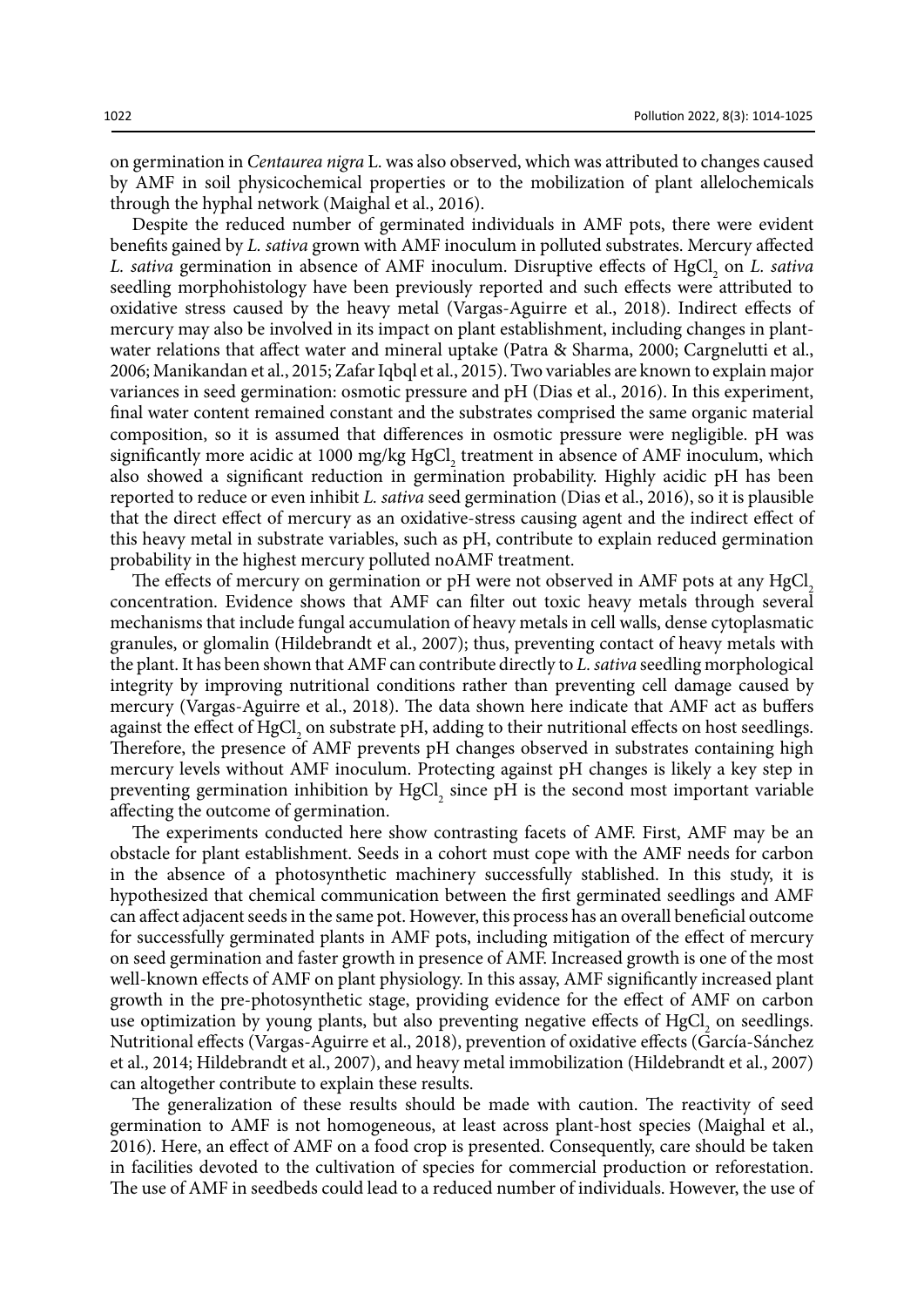on germination in *Centaurea nigra* L. was also observed, which was attributed to changes caused by AMF in soil physicochemical properties or to the mobilization of plant allelochemicals through the hyphal network (Maighal et al., 2016).

Despite the reduced number of germinated individuals in AMF pots, there were evident benefits gained by *L. sativa* grown with AMF inoculum in polluted substrates. Mercury affected *L. sativa* germination in absence of AMF inoculum. Disruptive effects of $HgCl_2$ on *L. sativa* seedling morphohistology have been previously reported and such effects were attributed to oxidative stress caused by the heavy metal (Vargas-Aguirre et al., 2018). Indirect effects of mercury may also be involved in its impact on plant establishment, including changes in plant-water relations that affect water and mineral uptake (Patra & Sharma, 2000; Cargnelutti et al., 2006; Manikandan et al., 2015; Zafar Iqbql et al., 2015). Two variables are known to explain major variances in seed germination: osmotic pressure and pH (Dias et al., 2016). In this experiment, final water content remained constant and the substrates comprised the same organic material composition, so it is assumed that differences in osmotic pressure were negligible. pH was significantly more acidic at 1000 mg/kg $HgCl_2$ treatment in absence of AMF inoculum, which also showed a significant reduction in germination probability. Highly acidic pH has been reported to reduce or even inhibit *L. sativa* seed germination (Dias et al., 2016), so it is plausible that the direct effect of mercury as an oxidative-stress causing agent and the indirect effect of this heavy metal in substrate variables, such as pH, contribute to explain reduced germination probability in the highest mercury polluted noAMF treatment.

The effects of mercury on germination or pH were not observed in AMF pots at any $HgCl_2$ concentration. Evidence shows that AMF can filter out toxic heavy metals through several mechanisms that include fungal accumulation of heavy metals in cell walls, dense cytoplasmatic granules, or glomalin (Hildebrandt et al., 2007); thus, preventing contact of heavy metals with the plant. It has been shown that AMF can contribute directly to *L. sativa* seedling morphological integrity by improving nutritional conditions rather than preventing cell damage caused by mercury (Vargas-Aguirre et al., 2018). The data shown here indicate that AMF act as buffers against the effect of $HgCl_2$ on substrate pH, adding to their nutritional effects on host seedlings. Therefore, the presence of AMF prevents pH changes observed in substrates containing high mercury levels without AMF inoculum. Protecting against pH changes is likely a key step in preventing germination inhibition by $HgCl_2$ since pH is the second most important variable affecting the outcome of germination.

The experiments conducted here show contrasting facets of AMF. First, AMF may be an obstacle for plant establishment. Seeds in a cohort must cope with the AMF needs for carbon in the absence of a photosynthetic machinery successfully stablished. In this study, it is hypothesized that chemical communication between the first germinated seedlings and AMF can affect adjacent seeds in the same pot. However, this process has an overall beneficial outcome for successfully germinated plants in AMF pots, including mitigation of the effect of mercury on seed germination and faster growth in presence of AMF. Increased growth is one of the most well-known effects of AMF on plant physiology. In this assay, AMF significantly increased plant growth in the pre-photosynthetic stage, providing evidence for the effect of AMF on carbon use optimization by young plants, but also preventing negative effects of $HgCl_2$ on seedlings. Nutritional effects (Vargas-Aguirre et al., 2018), prevention of oxidative effects (García-Sánchez et al., 2014; Hildebrandt et al., 2007), and heavy metal immobilization (Hildebrandt et al., 2007) can altogether contribute to explain these results.

The generalization of these results should be made with caution. The reactivity of seed germination to AMF is not homogeneous, at least across plant-host species (Maighal et al., 2016). Here, an effect of AMF on a food crop is presented. Consequently, care should be taken in facilities devoted to the cultivation of species for commercial production or reforestation. The use of AMF in seedbeds could lead to a reduced number of individuals. However, the use of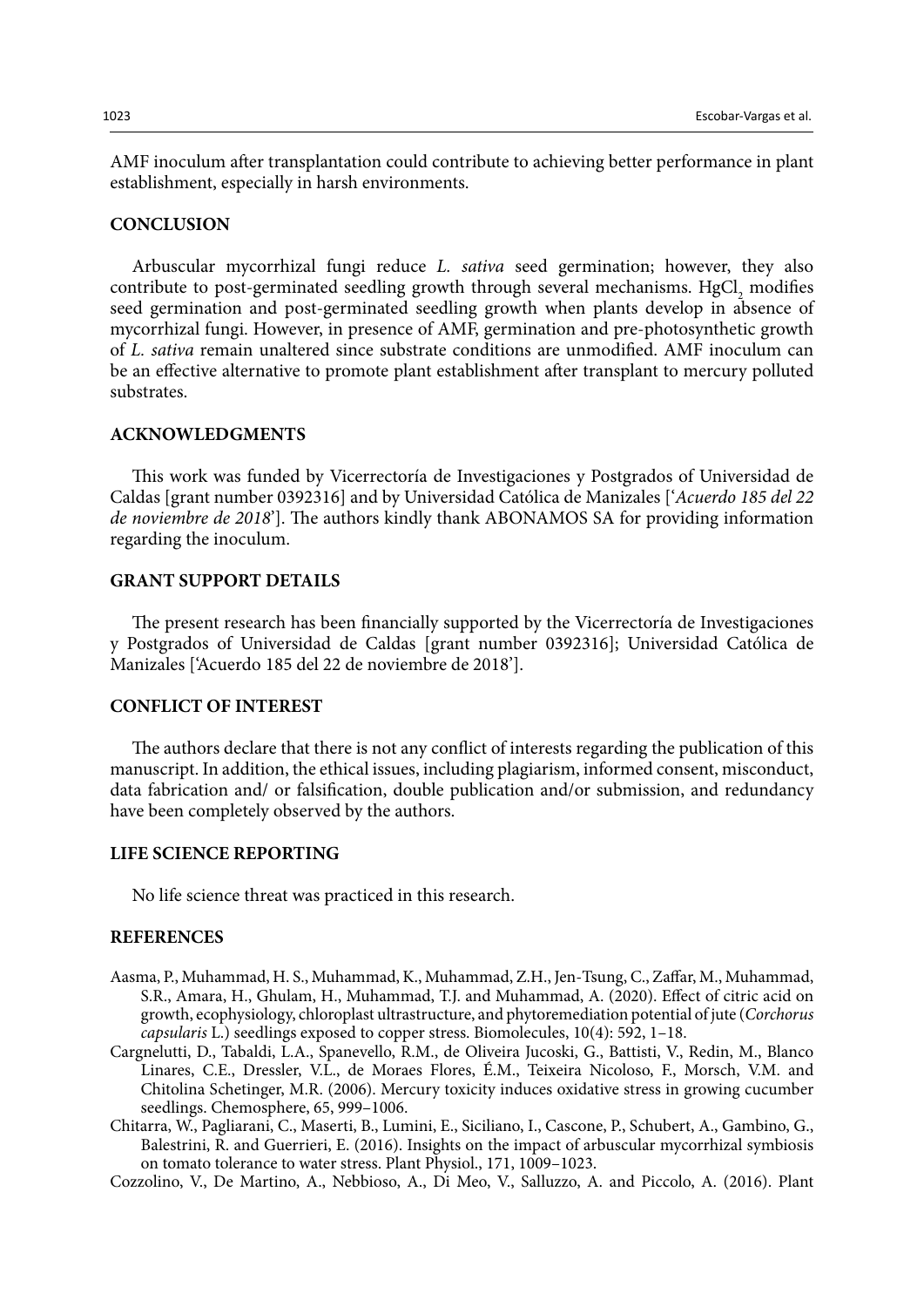AMF inoculum after transplantation could contribute to achieving better performance in plant establishment, especially in harsh environments.

## CONCLUSION

Arbuscular mycorrhizal fungi reduce *L. sativa* seed germination; however, they also contribute to post-germinated seedling growth through several mechanisms. $HgCl_2$ modifies seed germination and post-germinated seedling growth when plants develop in absence of mycorrhizal fungi. However, in presence of AMF, germination and pre-photosynthetic growth of *L. sativa* remain unaltered since substrate conditions are unmodified. AMF inoculum can be an effective alternative to promote plant establishment after transplant to mercury polluted substrates.

## ACKNOWLEDGMENTS

This work was funded by Vicerrectoría de Investigaciones y Postgrados of Universidad de Caldas [grant number 0392316] and by Universidad Católica de Manizales ['*Acuerdo 185 del 22 de noviembre de 2018*']. The authors kindly thank ABONAMOS SA for providing information regarding the inoculum.

## GRANT SUPPORT DETAILS

The present research has been financially supported by the Vicerrectoría de Investigaciones y Postgrados of Universidad de Caldas [grant number 0392316]; Universidad Católica de Manizales ['Acuerdo 185 del 22 de noviembre de 2018'].

## CONFLICT OF INTEREST

The authors declare that there is not any conflict of interests regarding the publication of this manuscript. In addition, the ethical issues, including plagiarism, informed consent, misconduct, data fabrication and/ or falsification, double publication and/or submission, and redundancy have been completely observed by the authors.

## LIFE SCIENCE REPORTING

No life science threat was practiced in this research.

## REFERENCES

Aasma, P., Muhammad, H. S., Muhammad, K., Muhammad, Z.H., Jen-Tsung, C., Zaffar, M., Muhammad, S.R., Amara, H., Ghulam, H., Muhammad, T.J. and Muhammad, A. (2020). Effect of citric acid on growth, ecophysiology, chloroplast ultrastructure, and phytoremediation potential of jute (*Corchorus capsularis* L.) seedlings exposed to copper stress. Biomolecules, 10(4): 592, 1–18.

Cargnelutti, D., Tabaldi, L.A., Spanevello, R.M., de Oliveira Jucoski, G., Battisti, V., Redin, M., Blanco Linares, C.E., Dressler, V.L., de Moraes Flores, É.M., Teixeira Nicoloso, F., Morsch, V.M. and Chitolina Schetinger, M.R. (2006). Mercury toxicity induces oxidative stress in growing cucumber seedlings. Chemosphere, 65, 999–1006.

Chitarra, W., Pagliarani, C., Maserti, B., Lumini, E., Siciliano, I., Cascone, P., Schubert, A., Gambino, G., Balestrini, R. and Guerrieri, E. (2016). Insights on the impact of arbuscular mycorrhizal symbiosis on tomato tolerance to water stress. Plant Physiol., 171, 1009–1023.

Cozzolino, V., De Martino, A., Nebbioso, A., Di Meo, V., Salluzzo, A. and Piccolo, A. (2016). Plant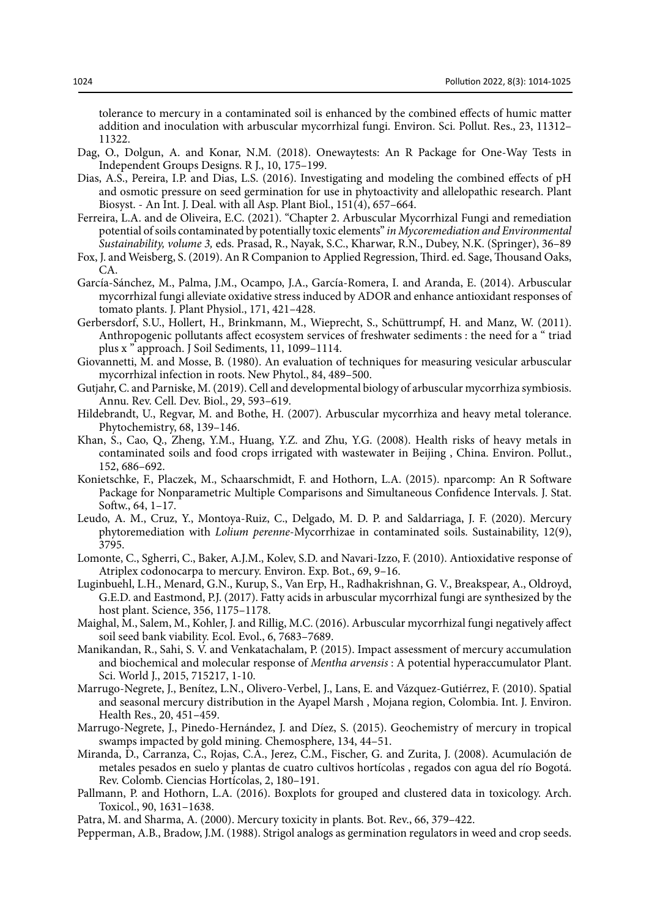tolerance to mercury in a contaminated soil is enhanced by the combined effects of humic matter addition and inoculation with arbuscular mycorrhizal fungi. Environ. Sci. Pollut. Res., 23, 11312–11322.

Dag, O., Dolgun, A. and Konar, N.M. (2018). Onewaytests: An R Package for One-Way Tests in Independent Groups Designs. R J., 10, 175–199.

Dias, A.S., Pereira, I.P. and Dias, L.S. (2016). Investigating and modeling the combined effects of pH and osmotic pressure on seed germination for use in phytoactivity and allelopathic research. Plant Biosyst. - An Int. J. Deal. with all Asp. Plant Biol., 151(4), 657–664.

Ferreira, L.A. and de Oliveira, E.C. (2021). "Chapter 2. Arbuscular Mycorrhizal Fungi and remediation potential of soils contaminated by potentially toxic elements" *in Mycoremediation and Environmental Sustainability, volume 3,* eds. Prasad, R., Nayak, S.C., Kharwar, R.N., Dubey, N.K. (Springer), 36–89

Fox, J. and Weisberg, S. (2019). An R Companion to Applied Regression, Third. ed. Sage, Thousand Oaks, CA.

García-Sánchez, M., Palma, J.M., Ocampo, J.A., García-Romera, I. and Aranda, E. (2014). Arbuscular mycorrhizal fungi alleviate oxidative stress induced by ADOR and enhance antioxidant responses of tomato plants. J. Plant Physiol., 171, 421–428.

Gerbersdorf, S.U., Hollert, H., Brinkmann, M., Wieprecht, S., Schüttrumpf, H. and Manz, W. (2011). Anthropogenic pollutants affect ecosystem services of freshwater sediments : the need for a " triad plus x " approach. J Soil Sediments, 11, 1099–1114.

Giovannetti, M. and Mosse, B. (1980). An evaluation of techniques for measuring vesicular arbuscular mycorrhizal infection in roots. New Phytol., 84, 489–500.

Gutjahr, C. and Parniske, M. (2019). Cell and developmental biology of arbuscular mycorrhiza symbiosis. Annu. Rev. Cell. Dev. Biol., 29, 593–619.

Hildebrandt, U., Regvar, M. and Bothe, H. (2007). Arbuscular mycorrhiza and heavy metal tolerance. Phytochemistry, 68, 139–146.

Khan, S., Cao, Q., Zheng, Y.M., Huang, Y.Z. and Zhu, Y.G. (2008). Health risks of heavy metals in contaminated soils and food crops irrigated with wastewater in Beijing , China. Environ. Pollut., 152, 686–692.

Konietschke, F., Placzek, M., Schaarschmidt, F. and Hothorn, L.A. (2015). nparcomp: An R Software Package for Nonparametric Multiple Comparisons and Simultaneous Confidence Intervals. J. Stat. Softw., 64, 1–17.

Leudo, A. M., Cruz, Y., Montoya-Ruiz, C., Delgado, M. D. P. and Saldarriaga, J. F. (2020). Mercury phytoremediation with *Lolium perenne*-Mycorrhizae in contaminated soils. Sustainability, 12(9), 3795.

Lomonte, C., Sgherri, C., Baker, A.J.M., Kolev, S.D. and Navari-Izzo, F. (2010). Antioxidative response of Atriplex codonocarpa to mercury. Environ. Exp. Bot., 69, 9–16.

Luginbuehl, L.H., Menard, G.N., Kurup, S., Van Erp, H., Radhakrishnan, G. V., Breakspear, A., Oldroyd, G.E.D. and Eastmond, P.J. (2017). Fatty acids in arbuscular mycorrhizal fungi are synthesized by the host plant. Science, 356, 1175–1178.

Maighal, M., Salem, M., Kohler, J. and Rillig, M.C. (2016). Arbuscular mycorrhizal fungi negatively affect soil seed bank viability. Ecol. Evol., 6, 7683–7689.

Manikandan, R., Sahi, S. V. and Venkatachalam, P. (2015). Impact assessment of mercury accumulation and biochemical and molecular response of *Mentha arvensis* : A potential hyperaccumulator Plant. Sci. World J., 2015, 715217, 1-10.

Marrugo-Negrete, J., Benítez, L.N., Olivero-Verbel, J., Lans, E. and Vázquez-Gutiérrez, F. (2010). Spatial and seasonal mercury distribution in the Ayapel Marsh , Mojana region, Colombia. Int. J. Environ. Health Res., 20, 451–459.

Marrugo-Negrete, J., Pinedo-Hernández, J. and Díez, S. (2015). Geochemistry of mercury in tropical swamps impacted by gold mining. Chemosphere, 134, 44–51.

Miranda, D., Carranza, C., Rojas, C.A., Jerez, C.M., Fischer, G. and Zurita, J. (2008). Acumulación de metales pesados en suelo y plantas de cuatro cultivos hortícolas , regados con agua del río Bogotá. Rev. Colomb. Ciencias Hortícolas, 2, 180–191.

Pallmann, P. and Hothorn, L.A. (2016). Boxplots for grouped and clustered data in toxicology. Arch. Toxicol., 90, 1631–1638.

Patra, M. and Sharma, A. (2000). Mercury toxicity in plants. Bot. Rev., 66, 379–422.

Pepperman, A.B., Bradow, J.M. (1988). Strigol analogs as germination regulators in weed and crop seeds.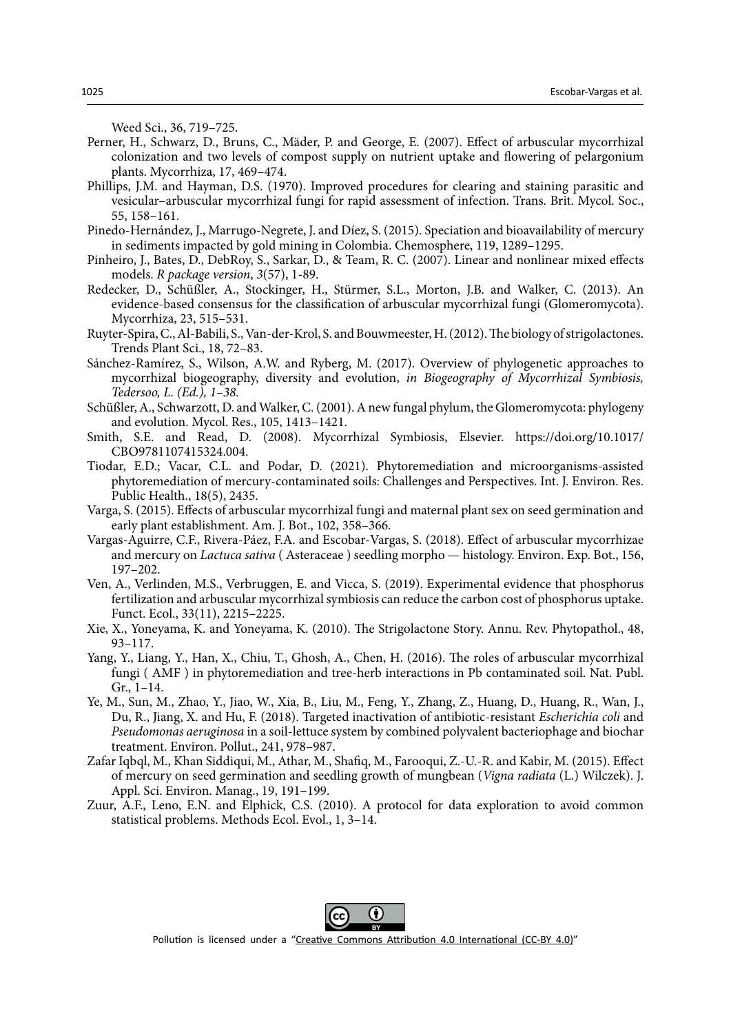Weed Sci., 36, 719–725.

Perner, H., Schwarz, D., Bruns, C., Mäder, P. and George, E. (2007). Effect of arbuscular mycorrhizal colonization and two levels of compost supply on nutrient uptake and flowering of pelargonium plants. Mycorrhiza, 17, 469–474.

Phillips, J.M. and Hayman, D.S. (1970). Improved procedures for clearing and staining parasitic and vesicular–arbuscular mycorrhizal fungi for rapid assessment of infection. Trans. Brit. Mycol. Soc., 55, 158–161.

Pinedo-Hernández, J., Marrugo-Negrete, J. and Díez, S. (2015). Speciation and bioavailability of mercury in sediments impacted by gold mining in Colombia. Chemosphere, 119, 1289–1295.

Pinheiro, J., Bates, D., DebRoy, S., Sarkar, D., & Team, R. C. (2007). Linear and nonlinear mixed effects models. *R package version*, *3*(57), 1-89.

Redecker, D., Schüßler, A., Stockinger, H., Stürmer, S.L., Morton, J.B. and Walker, C. (2013). An evidence-based consensus for the classification of arbuscular mycorrhizal fungi (Glomeromycota). Mycorrhiza, 23, 515–531.

Ruyter-Spira, C., Al-Babili, S., Van-der-Krol, S. and Bouwmeester, H. (2012). The biology of strigolactones. Trends Plant Sci., 18, 72–83.

Sánchez-Ramírez, S., Wilson, A.W. and Ryberg, M. (2017). Overview of phylogenetic approaches to mycorrhizal biogeography, diversity and evolution, *in Biogeography of Mycorrhizal Symbiosis, Tedersoo, L. (Ed.), 1–38.*

Schüßler, A., Schwarzott, D. and Walker, C. (2001). A new fungal phylum, the Glomeromycota: phylogeny and evolution. Mycol. Res., 105, 1413–1421.

Smith, S.E. and Read, D. (2008). Mycorrhizal Symbiosis, Elsevier. https://doi.org/10.1017/CBO9781107415324.004.

Tiodar, E.D.; Vacar, C.L. and Podar, D. (2021). Phytoremediation and microorganisms-assisted phytoremediation of mercury-contaminated soils: Challenges and Perspectives. Int. J. Environ. Res. Public Health., 18(5), 2435.

Varga, S. (2015). Effects of arbuscular mycorrhizal fungi and maternal plant sex on seed germination and early plant establishment. Am. J. Bot., 102, 358–366.

Vargas-Aguirre, C.F., Rivera-Páez, F.A. and Escobar-Vargas, S. (2018). Effect of arbuscular mycorrhizae and mercury on *Lactuca sativa* ( Asteraceae ) seedling morpho — histology. Environ. Exp. Bot., 156, 197–202.

Ven, A., Verlinden, M.S., Verbruggen, E. and Vicca, S. (2019). Experimental evidence that phosphorus fertilization and arbuscular mycorrhizal symbiosis can reduce the carbon cost of phosphorus uptake. Funct. Ecol., 33(11), 2215–2225.

Xie, X., Yoneyama, K. and Yoneyama, K. (2010). The Strigolactone Story. Annu. Rev. Phytopathol., 48, 93–117.

Yang, Y., Liang, Y., Han, X., Chiu, T., Ghosh, A., Chen, H. (2016). The roles of arbuscular mycorrhizal fungi ( AMF ) in phytoremediation and tree-herb interactions in Pb contaminated soil. Nat. Publ. Gr., 1–14.

Ye, M., Sun, M., Zhao, Y., Jiao, W., Xia, B., Liu, M., Feng, Y., Zhang, Z., Huang, D., Huang, R., Wan, J., Du, R., Jiang, X. and Hu, F. (2018). Targeted inactivation of antibiotic-resistant *Escherichia coli* and *Pseudomonas aeruginosa* in a soil-lettuce system by combined polyvalent bacteriophage and biochar treatment. Environ. Pollut., 241, 978–987.

Zafar Iqbql, M., Khan Siddiqui, M., Athar, M., Shafiq, M., Farooqui, Z.-U.-R. and Kabir, M. (2015). Effect of mercury on seed germination and seedling growth of mungbean (*Vigna radiata* (L.) Wilczek). J. Appl. Sci. Environ. Manag., 19, 191–199.

Zuur, A.F., Leno, E.N. and Elphick, C.S. (2010). A protocol for data exploration to avoid common statistical problems. Methods Ecol. Evol., 1, 3–14.

Pollution is licensed under a "Creative Commons Attribution 4.0 International (CC-BY 4.0)"